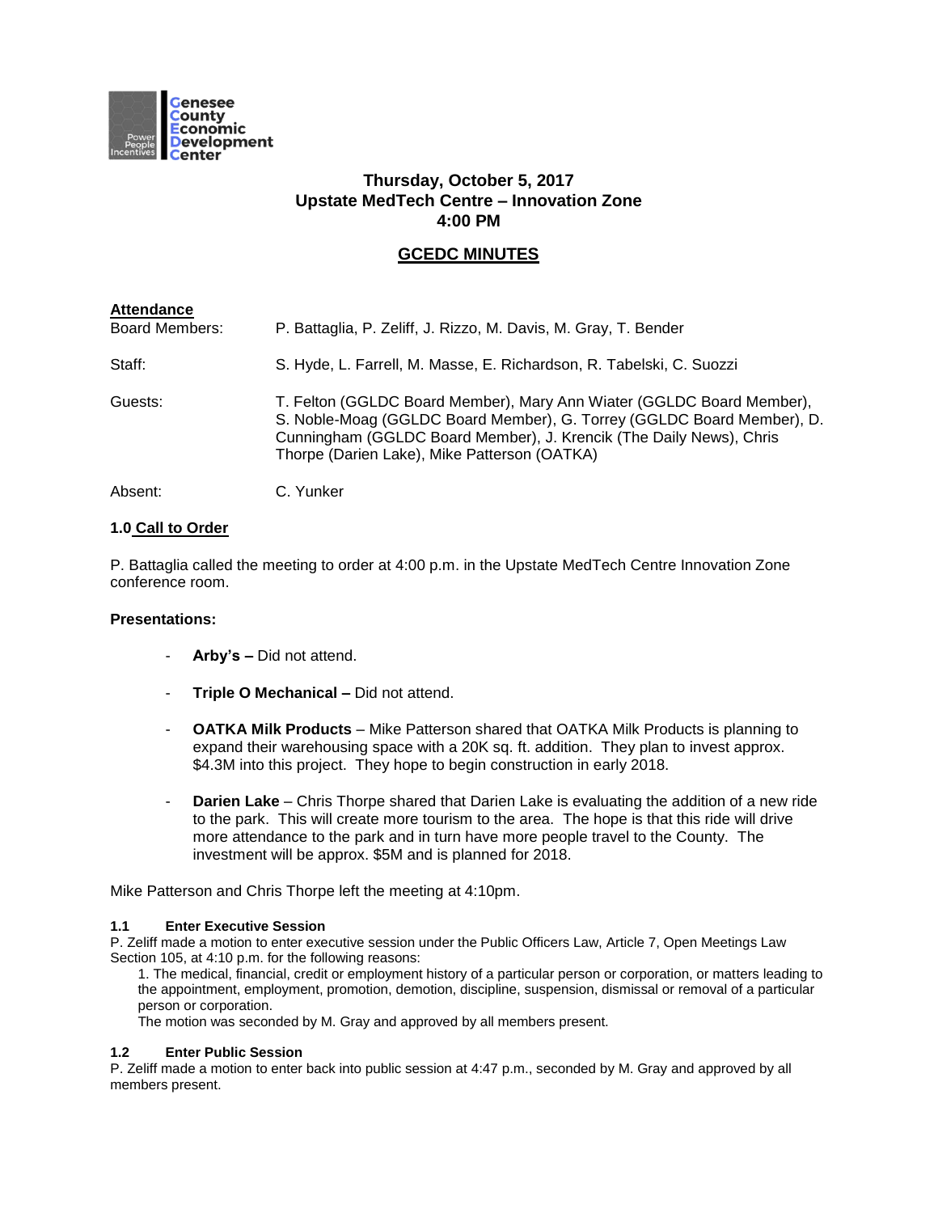Genesee County Economic Development Center

Power People Incentives

**Thursday, October 5, 2017**
**Upstate MedTech Centre – Innovation Zone**
**4:00 PM**

# GCEDC MINUTES

**Attendance**

| | |
|---|---|
| Board Members: | P. Battaglia, P. Zeliff, J. Rizzo, M. Davis, M. Gray, T. Bender |
| Staff: | S. Hyde, L. Farrell, M. Masse, E. Richardson, R. Tabelski, C. Suozzi |
| Guests: | T. Felton (GGLDC Board Member), Mary Ann Wiater (GGLDC Board Member), S. Noble-Moag (GGLDC Board Member), G. Torrey (GGLDC Board Member), D. Cunningham (GGLDC Board Member), J. Krencik (The Daily News), Chris Thorpe (Darien Lake), Mike Patterson (OATKA) |
| Absent: | C. Yunker |

## 1.0 Call to Order

P. Battaglia called the meeting to order at 4:00 p.m. in the Upstate MedTech Centre Innovation Zone conference room.

**Presentations:**

- **Arby's –** Did not attend.
- **Triple O Mechanical –** Did not attend.
- **OATKA Milk Products** – Mike Patterson shared that OATKA Milk Products is planning to expand their warehousing space with a 20K sq. ft. addition. They plan to invest approx. $4.3M into this project. They hope to begin construction in early 2018.
- **Darien Lake** – Chris Thorpe shared that Darien Lake is evaluating the addition of a new ride to the park. This will create more tourism to the area. The hope is that this ride will drive more attendance to the park and in turn have more people travel to the County. The investment will be approx. $5M and is planned for 2018.

Mike Patterson and Chris Thorpe left the meeting at 4:10pm.

### 1.1 Enter Executive Session

P. Zeliff made a motion to enter executive session under the Public Officers Law, Article 7, Open Meetings Law Section 105, at 4:10 p.m. for the following reasons:

1. The medical, financial, credit or employment history of a particular person or corporation, or matters leading to the appointment, employment, promotion, demotion, discipline, suspension, dismissal or removal of a particular person or corporation.

The motion was seconded by M. Gray and approved by all members present.

### 1.2 Enter Public Session

P. Zeliff made a motion to enter back into public session at 4:47 p.m., seconded by M. Gray and approved by all members present.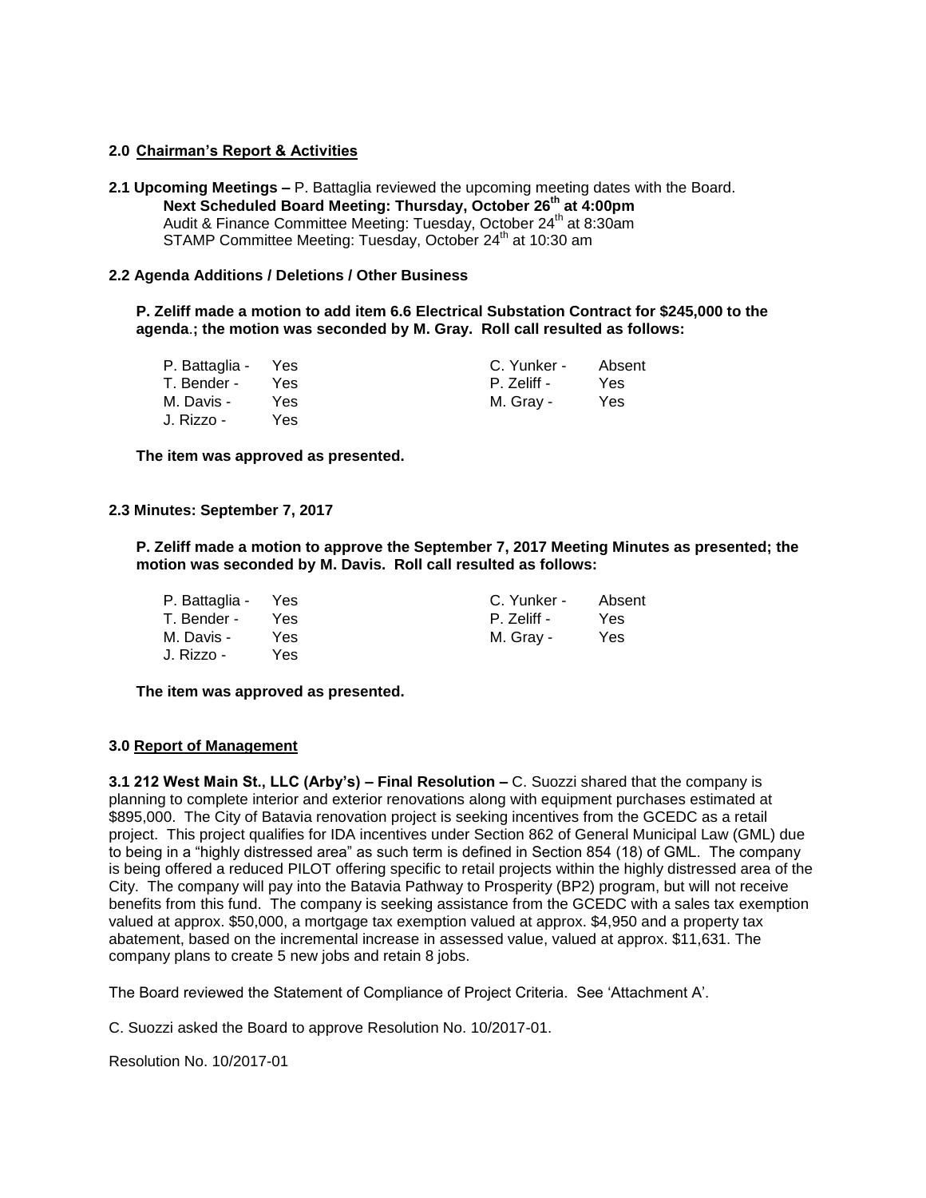**2.0 Chairman's Report & Activities**

**2.1 Upcoming Meetings –** P. Battaglia reviewed the upcoming meeting dates with the Board.
**Next Scheduled Board Meeting: Thursday, October 26th at 4:00pm**
Audit & Finance Committee Meeting: Tuesday, October 24th at 8:30am
STAMP Committee Meeting: Tuesday, October 24th at 10:30 am

**2.2 Agenda Additions / Deletions / Other Business**

**P. Zeliff made a motion to add item 6.6 Electrical Substation Contract for $245,000 to the agenda.; the motion was seconded by M. Gray. Roll call resulted as follows:**

| | | | |
|---|---|---|---|
| P. Battaglia - | Yes | C. Yunker - | Absent |
| T. Bender - | Yes | P. Zeliff - | Yes |
| M. Davis - | Yes | M. Gray - | Yes |
| J. Rizzo - | Yes | | |

**The item was approved as presented.**

**2.3 Minutes: September 7, 2017**

**P. Zeliff made a motion to approve the September 7, 2017 Meeting Minutes as presented; the motion was seconded by M. Davis. Roll call resulted as follows:**

| | | | |
|---|---|---|---|
| P. Battaglia - | Yes | C. Yunker - | Absent |
| T. Bender - | Yes | P. Zeliff - | Yes |
| M. Davis - | Yes | M. Gray - | Yes |
| J. Rizzo - | Yes | | |

**The item was approved as presented.**

**3.0 Report of Management**

**3.1 212 West Main St., LLC (Arby's) – Final Resolution –** C. Suozzi shared that the company is planning to complete interior and exterior renovations along with equipment purchases estimated at $895,000. The City of Batavia renovation project is seeking incentives from the GCEDC as a retail project. This project qualifies for IDA incentives under Section 862 of General Municipal Law (GML) due to being in a "highly distressed area" as such term is defined in Section 854 (18) of GML. The company is being offered a reduced PILOT offering specific to retail projects within the highly distressed area of the City. The company will pay into the Batavia Pathway to Prosperity (BP2) program, but will not receive benefits from this fund. The company is seeking assistance from the GCEDC with a sales tax exemption valued at approx. $50,000, a mortgage tax exemption valued at approx. $4,950 and a property tax abatement, based on the incremental increase in assessed value, valued at approx. $11,631. The company plans to create 5 new jobs and retain 8 jobs.

The Board reviewed the Statement of Compliance of Project Criteria. See 'Attachment A'.

C. Suozzi asked the Board to approve Resolution No. 10/2017-01.

Resolution No. 10/2017-01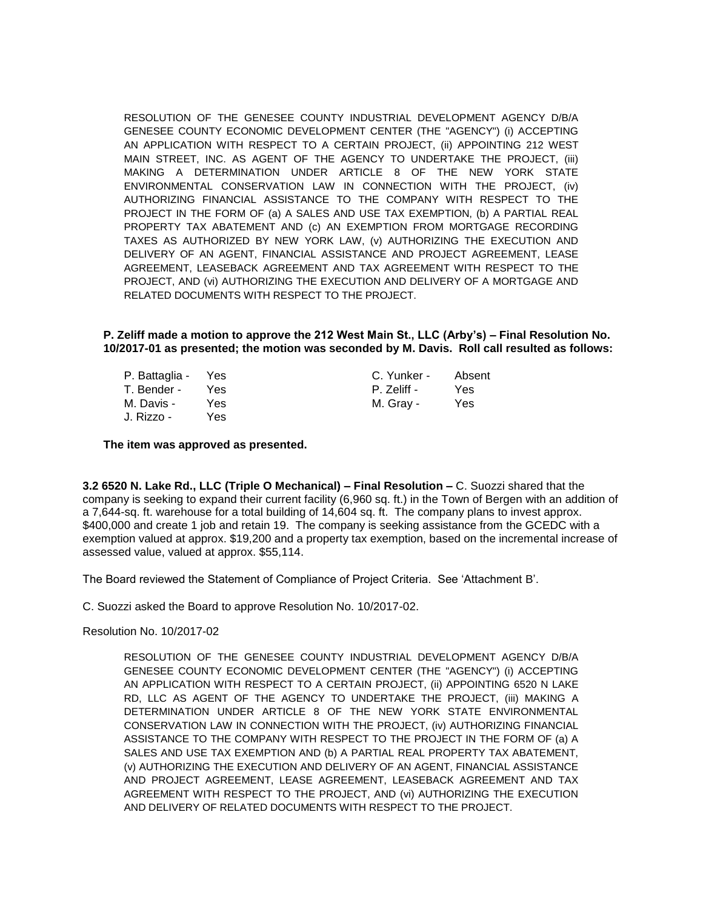RESOLUTION OF THE GENESEE COUNTY INDUSTRIAL DEVELOPMENT AGENCY D/B/A GENESEE COUNTY ECONOMIC DEVELOPMENT CENTER (THE "AGENCY") (i) ACCEPTING AN APPLICATION WITH RESPECT TO A CERTAIN PROJECT, (ii) APPOINTING 212 WEST MAIN STREET, INC. AS AGENT OF THE AGENCY TO UNDERTAKE THE PROJECT, (iii) MAKING A DETERMINATION UNDER ARTICLE 8 OF THE NEW YORK STATE ENVIRONMENTAL CONSERVATION LAW IN CONNECTION WITH THE PROJECT, (iv) AUTHORIZING FINANCIAL ASSISTANCE TO THE COMPANY WITH RESPECT TO THE PROJECT IN THE FORM OF (a) A SALES AND USE TAX EXEMPTION, (b) A PARTIAL REAL PROPERTY TAX ABATEMENT AND (c) AN EXEMPTION FROM MORTGAGE RECORDING TAXES AS AUTHORIZED BY NEW YORK LAW, (v) AUTHORIZING THE EXECUTION AND DELIVERY OF AN AGENT, FINANCIAL ASSISTANCE AND PROJECT AGREEMENT, LEASE AGREEMENT, LEASEBACK AGREEMENT AND TAX AGREEMENT WITH RESPECT TO THE PROJECT, AND (vi) AUTHORIZING THE EXECUTION AND DELIVERY OF A MORTGAGE AND RELATED DOCUMENTS WITH RESPECT TO THE PROJECT.

**P. Zeliff made a motion to approve the 212 West Main St., LLC (Arby's) – Final Resolution No. 10/2017-01 as presented; the motion was seconded by M. Davis. Roll call resulted as follows:**

P. Battaglia - Yes
T. Bender - Yes
M. Davis - Yes
J. Rizzo - Yes
C. Yunker - Absent
P. Zeliff - Yes
M. Gray - Yes

**The item was approved as presented.**

**3.2 6520 N. Lake Rd., LLC (Triple O Mechanical) – Final Resolution –** C. Suozzi shared that the company is seeking to expand their current facility (6,960 sq. ft.) in the Town of Bergen with an addition of a 7,644-sq. ft. warehouse for a total building of 14,604 sq. ft. The company plans to invest approx. $400,000 and create 1 job and retain 19. The company is seeking assistance from the GCEDC with a exemption valued at approx. $19,200 and a property tax exemption, based on the incremental increase of assessed value, valued at approx. $55,114.

The Board reviewed the Statement of Compliance of Project Criteria. See 'Attachment B'.

C. Suozzi asked the Board to approve Resolution No. 10/2017-02.

Resolution No. 10/2017-02

RESOLUTION OF THE GENESEE COUNTY INDUSTRIAL DEVELOPMENT AGENCY D/B/A GENESEE COUNTY ECONOMIC DEVELOPMENT CENTER (THE "AGENCY") (i) ACCEPTING AN APPLICATION WITH RESPECT TO A CERTAIN PROJECT, (ii) APPOINTING 6520 N LAKE RD, LLC AS AGENT OF THE AGENCY TO UNDERTAKE THE PROJECT, (iii) MAKING A DETERMINATION UNDER ARTICLE 8 OF THE NEW YORK STATE ENVIRONMENTAL CONSERVATION LAW IN CONNECTION WITH THE PROJECT, (iv) AUTHORIZING FINANCIAL ASSISTANCE TO THE COMPANY WITH RESPECT TO THE PROJECT IN THE FORM OF (a) A SALES AND USE TAX EXEMPTION AND (b) A PARTIAL REAL PROPERTY TAX ABATEMENT, (v) AUTHORIZING THE EXECUTION AND DELIVERY OF AN AGENT, FINANCIAL ASSISTANCE AND PROJECT AGREEMENT, LEASE AGREEMENT, LEASEBACK AGREEMENT AND TAX AGREEMENT WITH RESPECT TO THE PROJECT, AND (vi) AUTHORIZING THE EXECUTION AND DELIVERY OF RELATED DOCUMENTS WITH RESPECT TO THE PROJECT.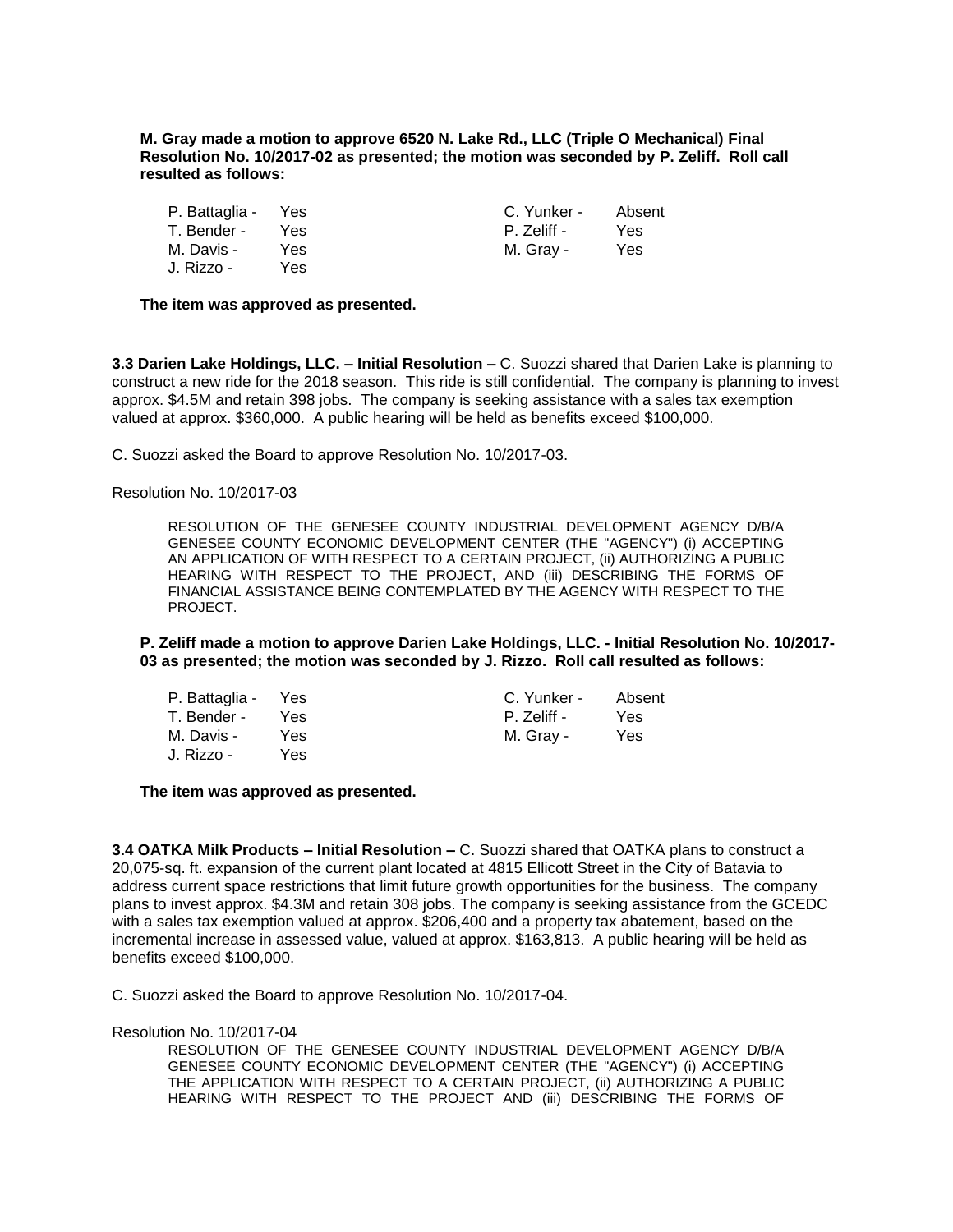**M. Gray made a motion to approve 6520 N. Lake Rd., LLC (Triple O Mechanical) Final Resolution No. 10/2017-02 as presented; the motion was seconded by P. Zeliff. Roll call resulted as follows:**

| | | | |
|---|---|---|---|
| P. Battaglia - | Yes | C. Yunker - | Absent |
| T. Bender - | Yes | P. Zeliff - | Yes |
| M. Davis - | Yes | M. Gray - | Yes |
| J. Rizzo - | Yes | | |

**The item was approved as presented.**

**3.3 Darien Lake Holdings, LLC. – Initial Resolution –** C. Suozzi shared that Darien Lake is planning to construct a new ride for the 2018 season. This ride is still confidential. The company is planning to invest approx. $4.5M and retain 398 jobs. The company is seeking assistance with a sales tax exemption valued at approx. $360,000. A public hearing will be held as benefits exceed $100,000.

C. Suozzi asked the Board to approve Resolution No. 10/2017-03.

Resolution No. 10/2017-03

RESOLUTION OF THE GENESEE COUNTY INDUSTRIAL DEVELOPMENT AGENCY D/B/A GENESEE COUNTY ECONOMIC DEVELOPMENT CENTER (THE "AGENCY") (i) ACCEPTING AN APPLICATION OF WITH RESPECT TO A CERTAIN PROJECT, (ii) AUTHORIZING A PUBLIC HEARING WITH RESPECT TO THE PROJECT, AND (iii) DESCRIBING THE FORMS OF FINANCIAL ASSISTANCE BEING CONTEMPLATED BY THE AGENCY WITH RESPECT TO THE PROJECT.

**P. Zeliff made a motion to approve Darien Lake Holdings, LLC. - Initial Resolution No. 10/2017-03 as presented; the motion was seconded by J. Rizzo. Roll call resulted as follows:**

| | | | |
|---|---|---|---|
| P. Battaglia - | Yes | C. Yunker - | Absent |
| T. Bender - | Yes | P. Zeliff - | Yes |
| M. Davis - | Yes | M. Gray - | Yes |
| J. Rizzo - | Yes | | |

**The item was approved as presented.**

**3.4 OATKA Milk Products – Initial Resolution –** C. Suozzi shared that OATKA plans to construct a 20,075-sq. ft. expansion of the current plant located at 4815 Ellicott Street in the City of Batavia to address current space restrictions that limit future growth opportunities for the business. The company plans to invest approx. $4.3M and retain 308 jobs. The company is seeking assistance from the GCEDC with a sales tax exemption valued at approx. $206,400 and a property tax abatement, based on the incremental increase in assessed value, valued at approx. $163,813. A public hearing will be held as benefits exceed $100,000.

C. Suozzi asked the Board to approve Resolution No. 10/2017-04.

Resolution No. 10/2017-04

RESOLUTION OF THE GENESEE COUNTY INDUSTRIAL DEVELOPMENT AGENCY D/B/A GENESEE COUNTY ECONOMIC DEVELOPMENT CENTER (THE "AGENCY") (i) ACCEPTING THE APPLICATION WITH RESPECT TO A CERTAIN PROJECT, (ii) AUTHORIZING A PUBLIC HEARING WITH RESPECT TO THE PROJECT AND (iii) DESCRIBING THE FORMS OF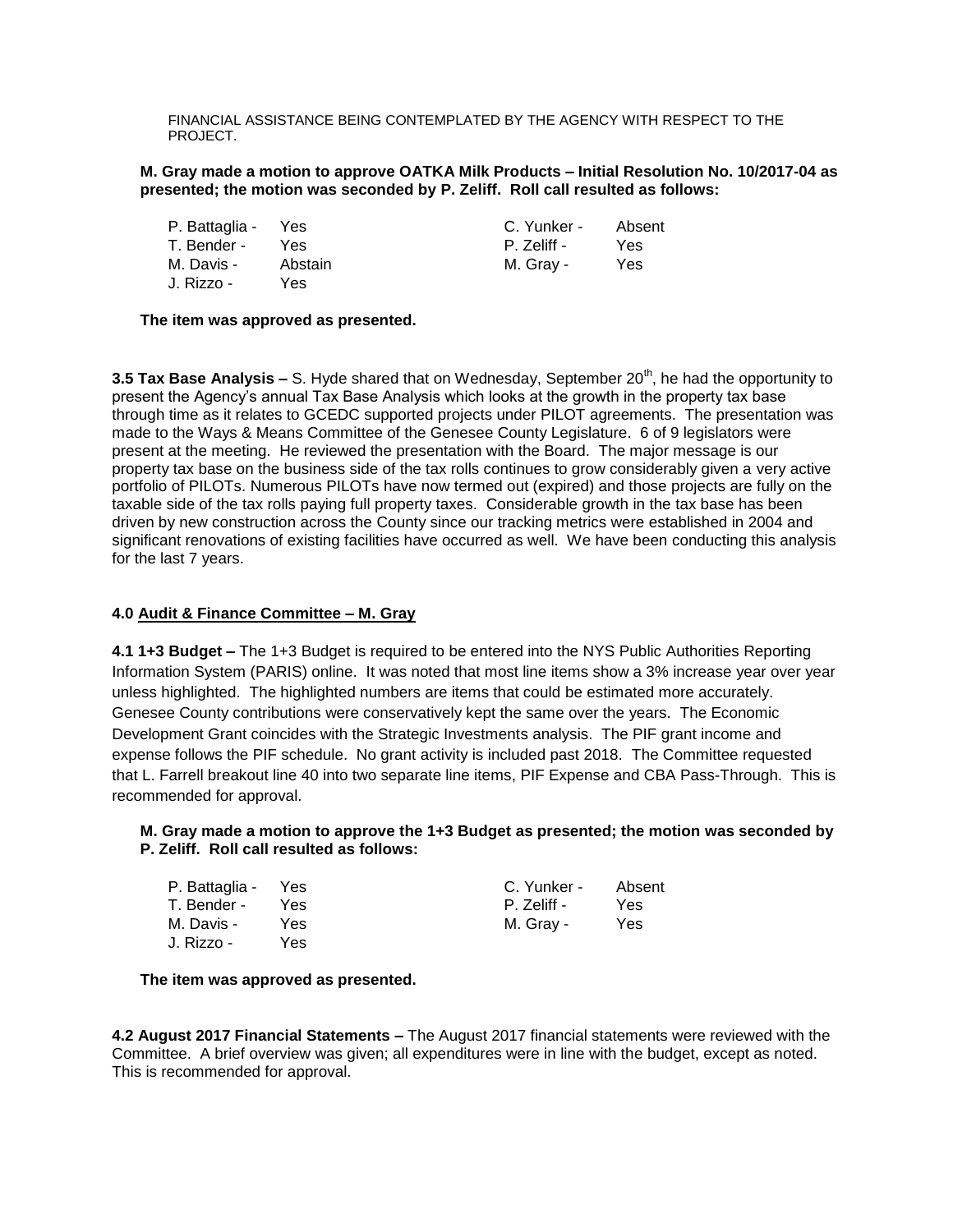FINANCIAL ASSISTANCE BEING CONTEMPLATED BY THE AGENCY WITH RESPECT TO THE PROJECT.

**M. Gray made a motion to approve OATKA Milk Products – Initial Resolution No. 10/2017-04 as presented; the motion was seconded by P. Zeliff. Roll call resulted as follows:**

| | | | |
|---|---|---|---|
| P. Battaglia - | Yes | C. Yunker - | Absent |
| T. Bender - | Yes | P. Zeliff - | Yes |
| M. Davis - | Abstain | M. Gray - | Yes |
| J. Rizzo - | Yes | | |

**The item was approved as presented.**

**3.5 Tax Base Analysis –** S. Hyde shared that on Wednesday, September 20th, he had the opportunity to present the Agency's annual Tax Base Analysis which looks at the growth in the property tax base through time as it relates to GCEDC supported projects under PILOT agreements. The presentation was made to the Ways & Means Committee of the Genesee County Legislature. 6 of 9 legislators were present at the meeting. He reviewed the presentation with the Board. The major message is our property tax base on the business side of the tax rolls continues to grow considerably given a very active portfolio of PILOTs. Numerous PILOTs have now termed out (expired) and those projects are fully on the taxable side of the tax rolls paying full property taxes. Considerable growth in the tax base has been driven by new construction across the County since our tracking metrics were established in 2004 and significant renovations of existing facilities have occurred as well. We have been conducting this analysis for the last 7 years.

**4.0 Audit & Finance Committee – M. Gray**

**4.1 1+3 Budget –** The 1+3 Budget is required to be entered into the NYS Public Authorities Reporting Information System (PARIS) online. It was noted that most line items show a 3% increase year over year unless highlighted. The highlighted numbers are items that could be estimated more accurately. Genesee County contributions were conservatively kept the same over the years. The Economic Development Grant coincides with the Strategic Investments analysis. The PIF grant income and expense follows the PIF schedule. No grant activity is included past 2018. The Committee requested that L. Farrell breakout line 40 into two separate line items, PIF Expense and CBA Pass-Through. This is recommended for approval.

**M. Gray made a motion to approve the 1+3 Budget as presented; the motion was seconded by P. Zeliff. Roll call resulted as follows:**

| | | | |
|---|---|---|---|
| P. Battaglia - | Yes | C. Yunker - | Absent |
| T. Bender - | Yes | P. Zeliff - | Yes |
| M. Davis - | Yes | M. Gray - | Yes |
| J. Rizzo - | Yes | | |

**The item was approved as presented.**

**4.2 August 2017 Financial Statements –** The August 2017 financial statements were reviewed with the Committee. A brief overview was given; all expenditures were in line with the budget, except as noted. This is recommended for approval.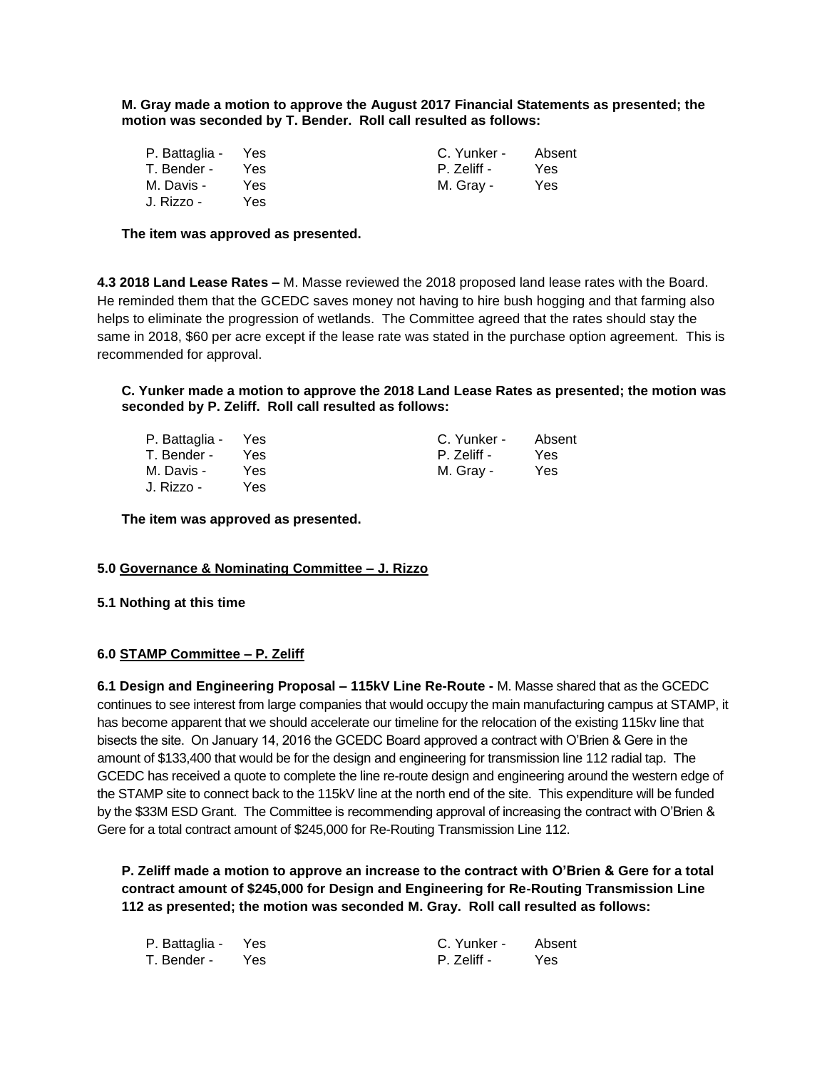**M. Gray made a motion to approve the August 2017 Financial Statements as presented; the motion was seconded by T. Bender. Roll call resulted as follows:**

| | | | |
|---|---|---|---|
| P. Battaglia - | Yes | C. Yunker - | Absent |
| T. Bender - | Yes | P. Zeliff - | Yes |
| M. Davis - | Yes | M. Gray - | Yes |
| J. Rizzo - | Yes | | |

**The item was approved as presented.**

**4.3 2018 Land Lease Rates –** M. Masse reviewed the 2018 proposed land lease rates with the Board. He reminded them that the GCEDC saves money not having to hire bush hogging and that farming also helps to eliminate the progression of wetlands. The Committee agreed that the rates should stay the same in 2018, $60 per acre except if the lease rate was stated in the purchase option agreement. This is recommended for approval.

**C. Yunker made a motion to approve the 2018 Land Lease Rates as presented; the motion was seconded by P. Zeliff. Roll call resulted as follows:**

| | | | |
|---|---|---|---|
| P. Battaglia - | Yes | C. Yunker - | Absent |
| T. Bender - | Yes | P. Zeliff - | Yes |
| M. Davis - | Yes | M. Gray - | Yes |
| J. Rizzo - | Yes | | |

**The item was approved as presented.**

**5.0 Governance & Nominating Committee – J. Rizzo**

**5.1 Nothing at this time**

**6.0 STAMP Committee – P. Zeliff**

**6.1 Design and Engineering Proposal – 115kV Line Re-Route -** M. Masse shared that as the GCEDC continues to see interest from large companies that would occupy the main manufacturing campus at STAMP, it has become apparent that we should accelerate our timeline for the relocation of the existing 115kv line that bisects the site. On January 14, 2016 the GCEDC Board approved a contract with O'Brien & Gere in the amount of $133,400 that would be for the design and engineering for transmission line 112 radial tap. The GCEDC has received a quote to complete the line re-route design and engineering around the western edge of the STAMP site to connect back to the 115kV line at the north end of the site. This expenditure will be funded by the $33M ESD Grant. The Committee is recommending approval of increasing the contract with O'Brien & Gere for a total contract amount of $245,000 for Re-Routing Transmission Line 112.

**P. Zeliff made a motion to approve an increase to the contract with O'Brien & Gere for a total contract amount of $245,000 for Design and Engineering for Re-Routing Transmission Line 112 as presented; the motion was seconded M. Gray. Roll call resulted as follows:**

| | | | |
|---|---|---|---|
| P. Battaglia - | Yes | C. Yunker - | Absent |
| T. Bender - | Yes | P. Zeliff - | Yes |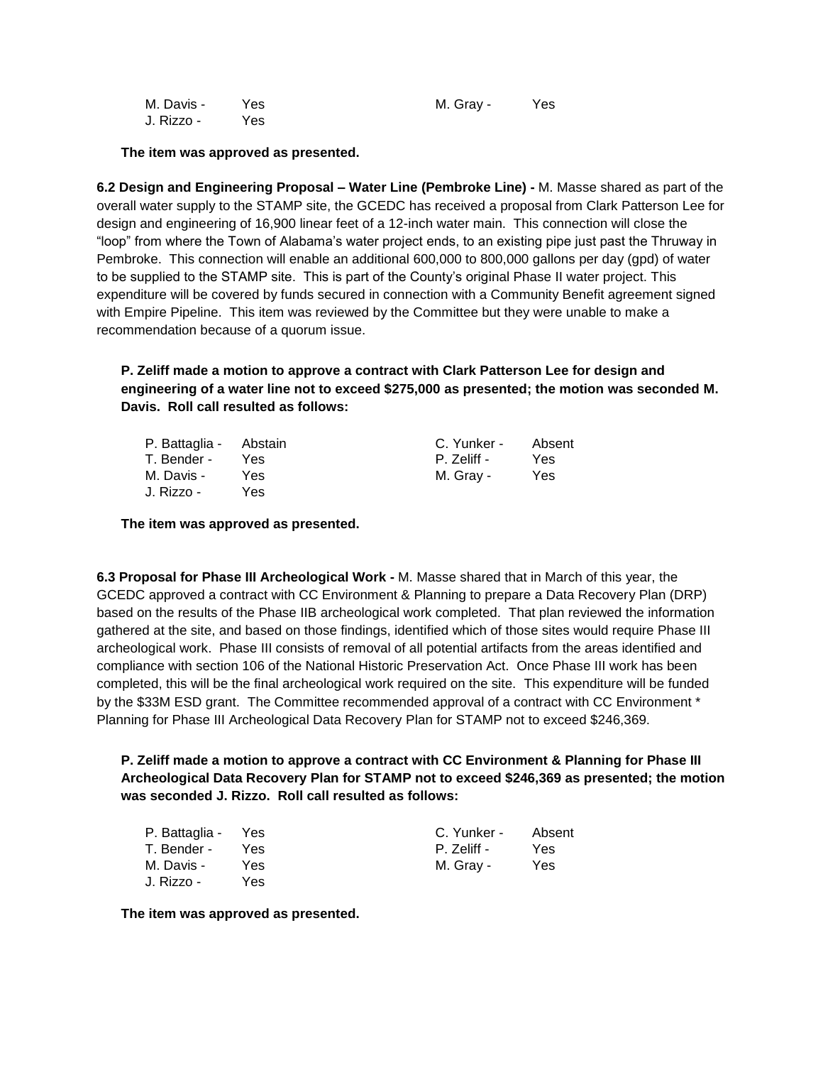| | | | |
|---|---|---|---|
| M. Davis - | Yes | M. Gray - | Yes |
| J. Rizzo - | Yes | | |

**The item was approved as presented.**

**6.2 Design and Engineering Proposal – Water Line (Pembroke Line) -** M. Masse shared as part of the overall water supply to the STAMP site, the GCEDC has received a proposal from Clark Patterson Lee for design and engineering of 16,900 linear feet of a 12-inch water main. This connection will close the "loop" from where the Town of Alabama's water project ends, to an existing pipe just past the Thruway in Pembroke. This connection will enable an additional 600,000 to 800,000 gallons per day (gpd) of water to be supplied to the STAMP site. This is part of the County's original Phase II water project. This expenditure will be covered by funds secured in connection with a Community Benefit agreement signed with Empire Pipeline. This item was reviewed by the Committee but they were unable to make a recommendation because of a quorum issue.

**P. Zeliff made a motion to approve a contract with Clark Patterson Lee for design and engineering of a water line not to exceed $275,000 as presented; the motion was seconded M. Davis. Roll call resulted as follows:**

| | | | |
|---|---|---|---|
| P. Battaglia - | Abstain | C. Yunker - | Absent |
| T. Bender - | Yes | P. Zeliff - | Yes |
| M. Davis - | Yes | M. Gray - | Yes |
| J. Rizzo - | Yes | | |

**The item was approved as presented.**

**6.3 Proposal for Phase III Archeological Work -** M. Masse shared that in March of this year, the GCEDC approved a contract with CC Environment & Planning to prepare a Data Recovery Plan (DRP) based on the results of the Phase IIB archeological work completed. That plan reviewed the information gathered at the site, and based on those findings, identified which of those sites would require Phase III archeological work. Phase III consists of removal of all potential artifacts from the areas identified and compliance with section 106 of the National Historic Preservation Act. Once Phase III work has been completed, this will be the final archeological work required on the site. This expenditure will be funded by the $33M ESD grant. The Committee recommended approval of a contract with CC Environment * Planning for Phase III Archeological Data Recovery Plan for STAMP not to exceed $246,369.

**P. Zeliff made a motion to approve a contract with CC Environment & Planning for Phase III Archeological Data Recovery Plan for STAMP not to exceed $246,369 as presented; the motion was seconded J. Rizzo. Roll call resulted as follows:**

| | | | |
|---|---|---|---|
| P. Battaglia - | Yes | C. Yunker - | Absent |
| T. Bender - | Yes | P. Zeliff - | Yes |
| M. Davis - | Yes | M. Gray - | Yes |
| J. Rizzo - | Yes | | |

**The item was approved as presented.**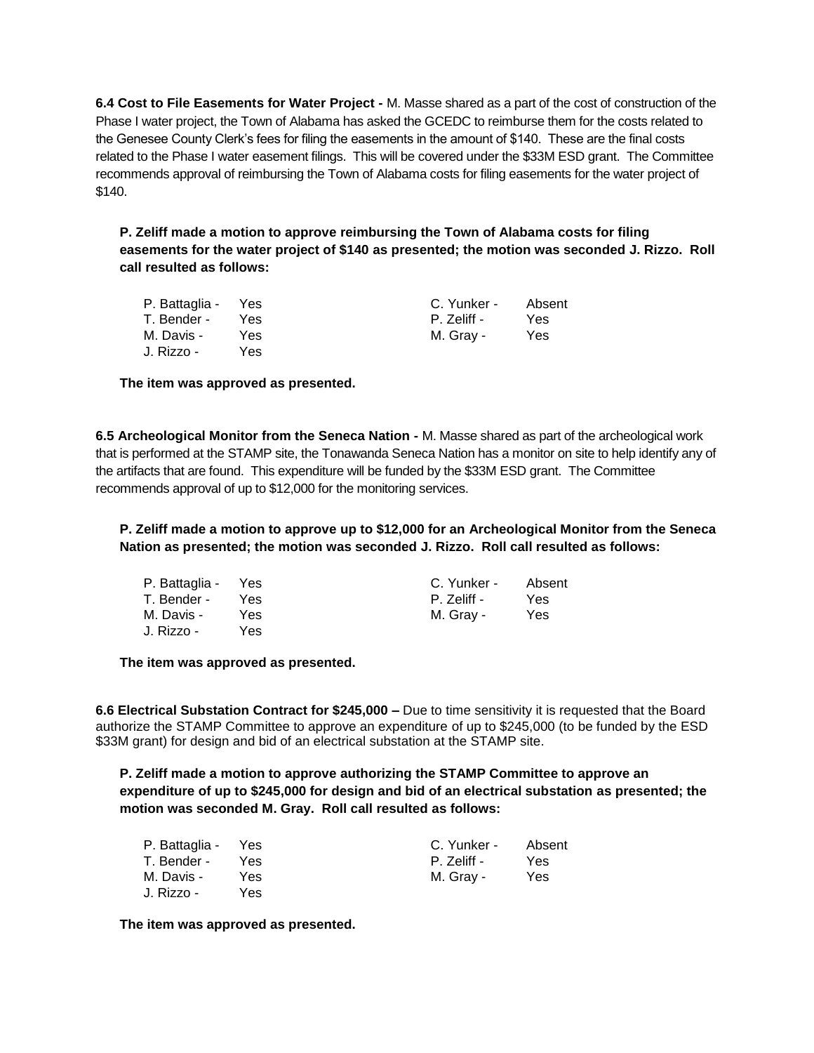**6.4 Cost to File Easements for Water Project -** M. Masse shared as a part of the cost of construction of the Phase I water project, the Town of Alabama has asked the GCEDC to reimburse them for the costs related to the Genesee County Clerk's fees for filing the easements in the amount of $140. These are the final costs related to the Phase I water easement filings. This will be covered under the $33M ESD grant. The Committee recommends approval of reimbursing the Town of Alabama costs for filing easements for the water project of $140.

**P. Zeliff made a motion to approve reimbursing the Town of Alabama costs for filing easements for the water project of $140 as presented; the motion was seconded J. Rizzo. Roll call resulted as follows:**

| | | | |
|---|---|---|---|
| P. Battaglia - | Yes | C. Yunker - | Absent |
| T. Bender - | Yes | P. Zeliff - | Yes |
| M. Davis - | Yes | M. Gray - | Yes |
| J. Rizzo - | Yes | | |

**The item was approved as presented.**

**6.5 Archeological Monitor from the Seneca Nation -** M. Masse shared as part of the archeological work that is performed at the STAMP site, the Tonawanda Seneca Nation has a monitor on site to help identify any of the artifacts that are found. This expenditure will be funded by the $33M ESD grant. The Committee recommends approval of up to $12,000 for the monitoring services.

**P. Zeliff made a motion to approve up to $12,000 for an Archeological Monitor from the Seneca Nation as presented; the motion was seconded J. Rizzo. Roll call resulted as follows:**

| | | | |
|---|---|---|---|
| P. Battaglia - | Yes | C. Yunker - | Absent |
| T. Bender - | Yes | P. Zeliff - | Yes |
| M. Davis - | Yes | M. Gray - | Yes |
| J. Rizzo - | Yes | | |

**The item was approved as presented.**

**6.6 Electrical Substation Contract for $245,000 –** Due to time sensitivity it is requested that the Board authorize the STAMP Committee to approve an expenditure of up to $245,000 (to be funded by the ESD $33M grant) for design and bid of an electrical substation at the STAMP site.

**P. Zeliff made a motion to approve authorizing the STAMP Committee to approve an expenditure of up to $245,000 for design and bid of an electrical substation as presented; the motion was seconded M. Gray. Roll call resulted as follows:**

| | | | |
|---|---|---|---|
| P. Battaglia - | Yes | C. Yunker - | Absent |
| T. Bender - | Yes | P. Zeliff - | Yes |
| M. Davis - | Yes | M. Gray - | Yes |
| J. Rizzo - | Yes | | |

**The item was approved as presented.**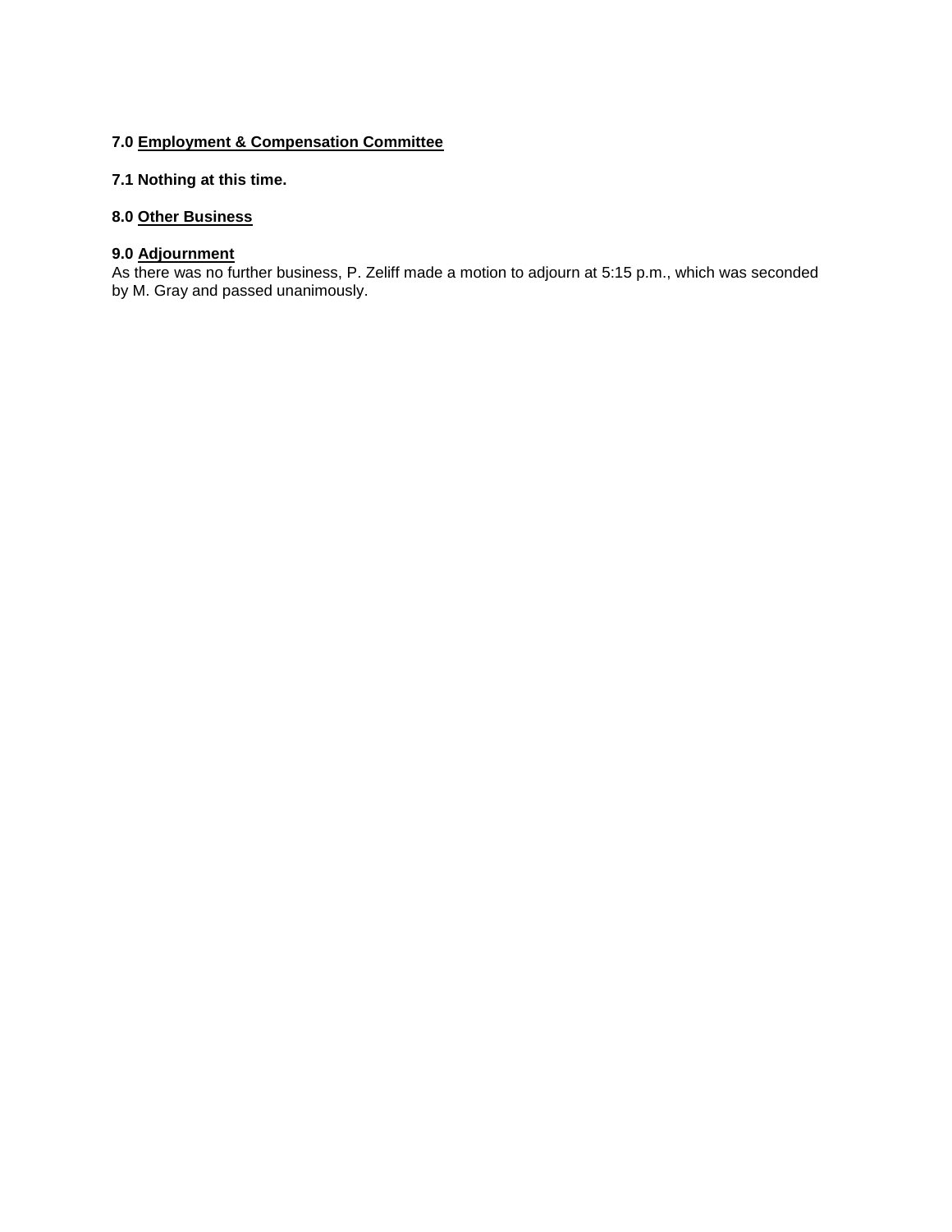**7.0 <u>Employment & Compensation Committee</u>**

**7.1 Nothing at this time.**

**8.0 <u>Other Business</u>**

**9.0 <u>Adjournment</u>**
As there was no further business, P. Zeliff made a motion to adjourn at 5:15 p.m., which was seconded by M. Gray and passed unanimously.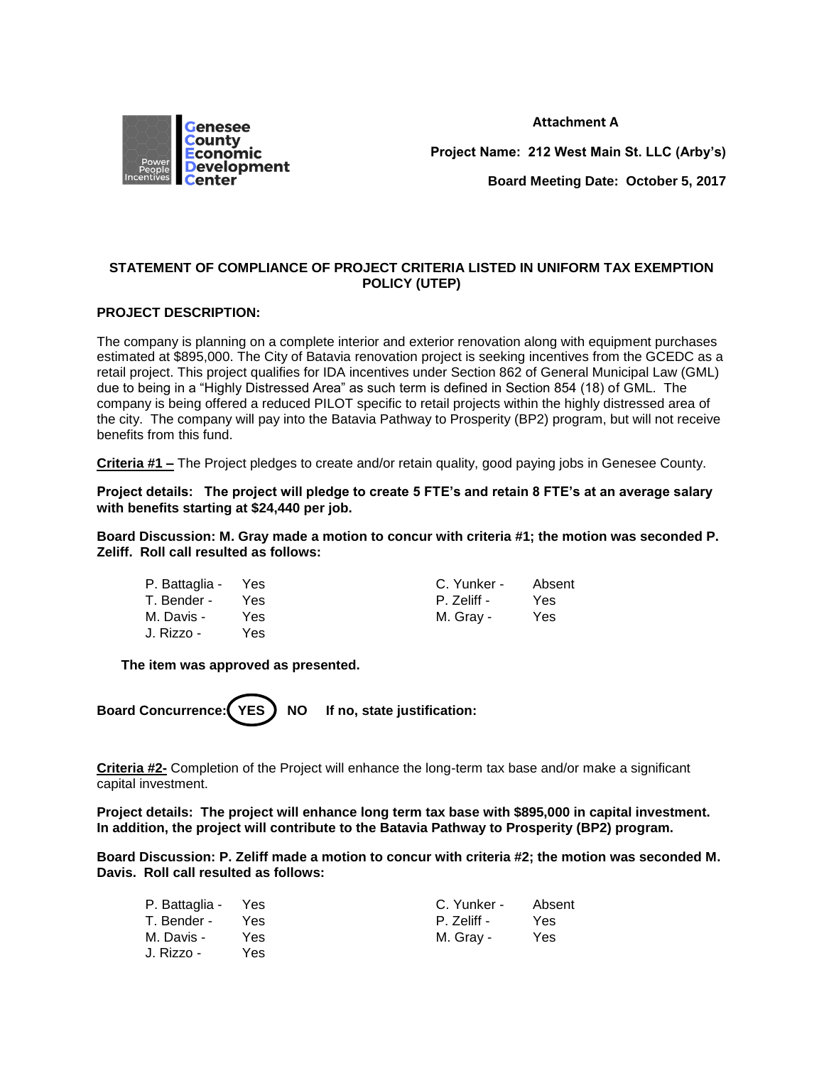Genesee County Economic Development Center

**Attachment A**

**Project Name: 212 West Main St. LLC (Arby's)**

**Board Meeting Date: October 5, 2017**

### STATEMENT OF COMPLIANCE OF PROJECT CRITERIA LISTED IN UNIFORM TAX EXEMPTION POLICY (UTEP)

**PROJECT DESCRIPTION:**

The company is planning on a complete interior and exterior renovation along with equipment purchases estimated at $895,000. The City of Batavia renovation project is seeking incentives from the GCEDC as a retail project. This project qualifies for IDA incentives under Section 862 of General Municipal Law (GML) due to being in a "Highly Distressed Area" as such term is defined in Section 854 (18) of GML. The company is being offered a reduced PILOT specific to retail projects within the highly distressed area of the city. The company will pay into the Batavia Pathway to Prosperity (BP2) program, but will not receive benefits from this fund.

**Criteria #1 –** The Project pledges to create and/or retain quality, good paying jobs in Genesee County.

**Project details: The project will pledge to create 5 FTE's and retain 8 FTE's at an average salary with benefits starting at $24,440 per job.**

**Board Discussion: M. Gray made a motion to concur with criteria #1; the motion was seconded P. Zeliff. Roll call resulted as follows:**

| | | | |
|---|---|---|---|
| P. Battaglia - | Yes | C. Yunker - | Absent |
| T. Bender - | Yes | P. Zeliff - | Yes |
| M. Davis - | Yes | M. Gray - | Yes |
| J. Rizzo - | Yes | | |

**The item was approved as presented.**

**Board Concurrence: (YES) NO If no, state justification:**

**Criteria #2-** Completion of the Project will enhance the long-term tax base and/or make a significant capital investment.

**Project details: The project will enhance long term tax base with $895,000 in capital investment. In addition, the project will contribute to the Batavia Pathway to Prosperity (BP2) program.**

**Board Discussion: P. Zeliff made a motion to concur with criteria #2; the motion was seconded M. Davis. Roll call resulted as follows:**

| | | | |
|---|---|---|---|
| P. Battaglia - | Yes | C. Yunker - | Absent |
| T. Bender - | Yes | P. Zeliff - | Yes |
| M. Davis - | Yes | M. Gray - | Yes |
| J. Rizzo - | Yes | | |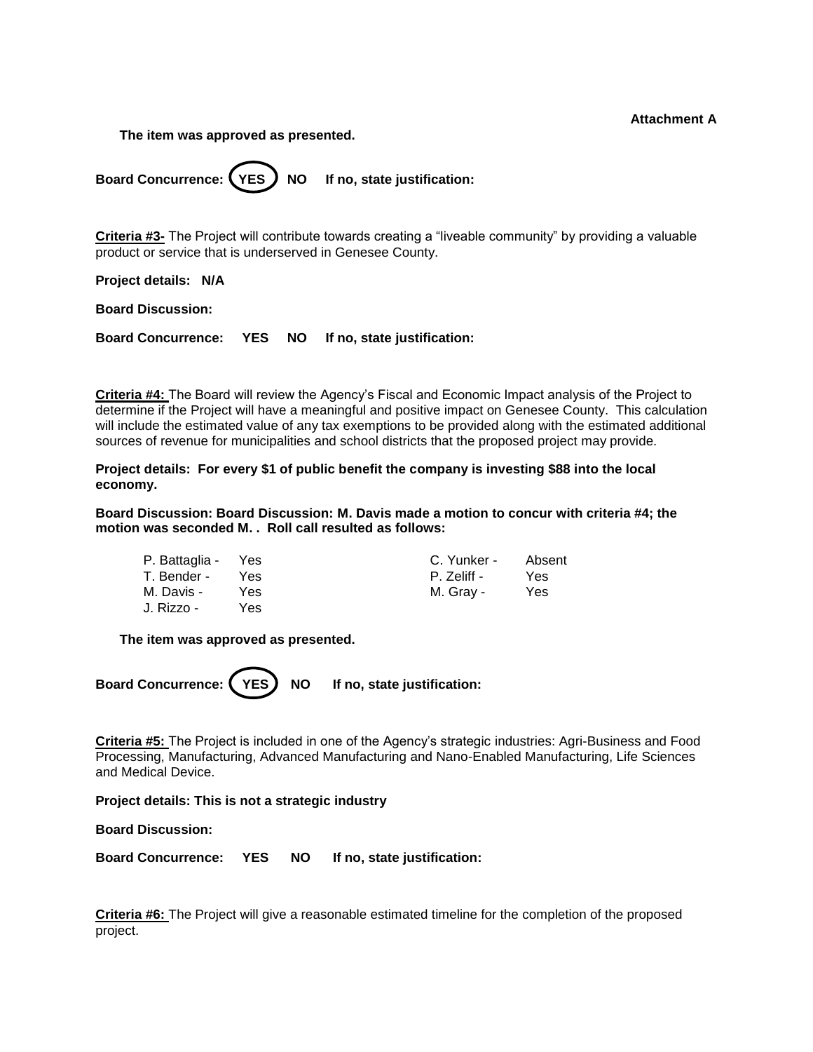**Attachment A**

**The item was approved as presented.**

**Board Concurrence: (YES) NO If no, state justification:**

**Criteria #3-** The Project will contribute towards creating a "liveable community" by providing a valuable product or service that is underserved in Genesee County.

**Project details: N/A**

**Board Discussion:**

**Board Concurrence: YES NO If no, state justification:**

**Criteria #4:** The Board will review the Agency's Fiscal and Economic Impact analysis of the Project to determine if the Project will have a meaningful and positive impact on Genesee County. This calculation will include the estimated value of any tax exemptions to be provided along with the estimated additional sources of revenue for municipalities and school districts that the proposed project may provide.

**Project details: For every $1 of public benefit the company is investing $88 into the local economy.**

**Board Discussion: Board Discussion: M. Davis made a motion to concur with criteria #4; the motion was seconded M. . Roll call resulted as follows:**

| | | | |
|---|---|---|---|
| P. Battaglia - | Yes | C. Yunker - | Absent |
| T. Bender - | Yes | P. Zeliff - | Yes |
| M. Davis - | Yes | M. Gray - | Yes |
| J. Rizzo - | Yes | | |

**The item was approved as presented.**

**Board Concurrence: (YES) NO If no, state justification:**

**Criteria #5:** The Project is included in one of the Agency's strategic industries: Agri-Business and Food Processing, Manufacturing, Advanced Manufacturing and Nano-Enabled Manufacturing, Life Sciences and Medical Device.

**Project details: This is not a strategic industry**

**Board Discussion:**

**Board Concurrence: YES NO If no, state justification:**

**Criteria #6:** The Project will give a reasonable estimated timeline for the completion of the proposed project.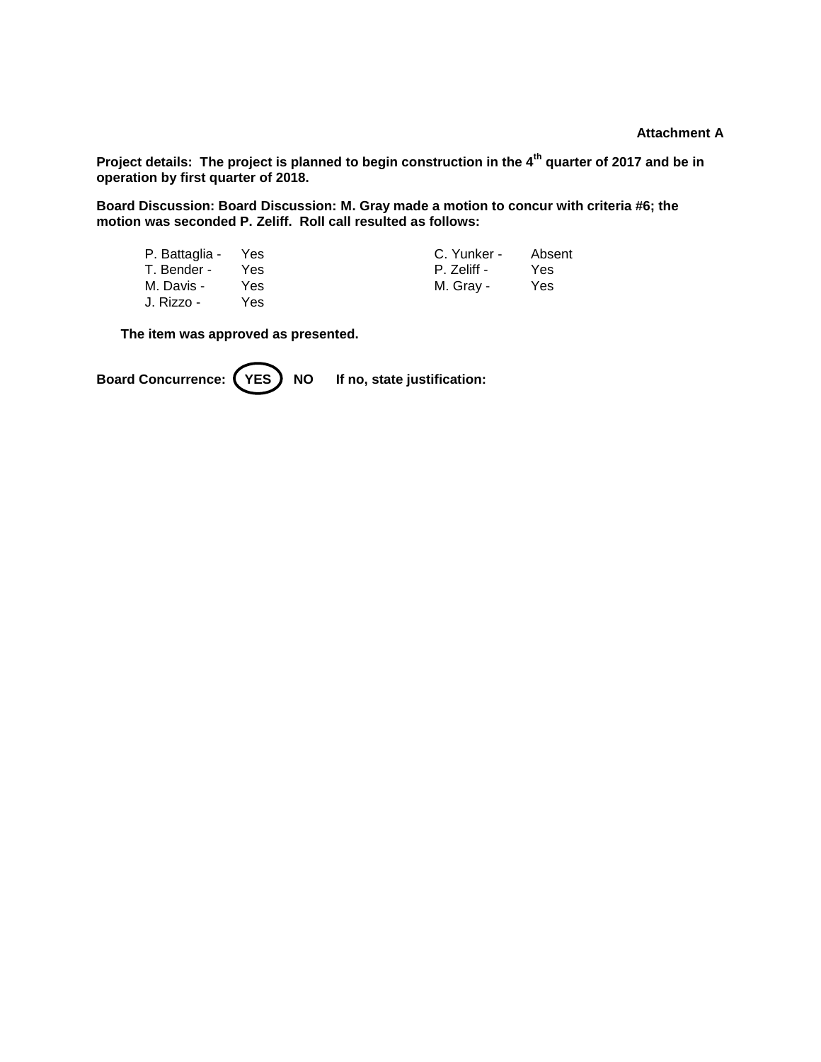**Attachment A**

**Project details: The project is planned to begin construction in the 4th quarter of 2017 and be in operation by first quarter of 2018.**

**Board Discussion: Board Discussion: M. Gray made a motion to concur with criteria #6; the motion was seconded P. Zeliff. Roll call resulted as follows:**

| | | | |
|---|---|---|---|
| P. Battaglia - | Yes | C. Yunker - | Absent |
| T. Bender - | Yes | P. Zeliff - | Yes |
| M. Davis - | Yes | M. Gray - | Yes |
| J. Rizzo - | Yes | | |

**The item was approved as presented.**

**Board Concurrence: (YES) NO If no, state justification:**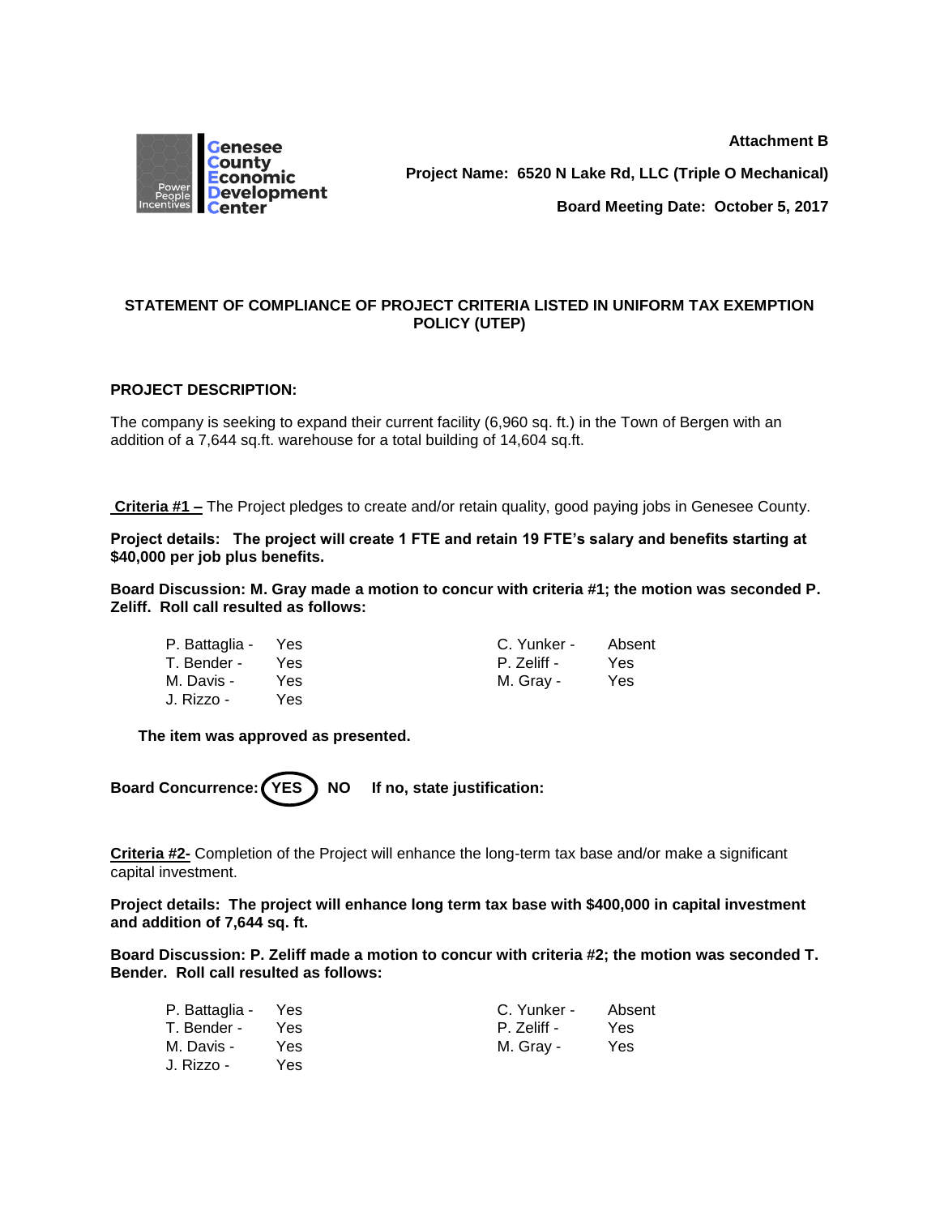Genesee County Economic Development Center

**Attachment B**

**Project Name: 6520 N Lake Rd, LLC (Triple O Mechanical)**

**Board Meeting Date: October 5, 2017**

## STATEMENT OF COMPLIANCE OF PROJECT CRITERIA LISTED IN UNIFORM TAX EXEMPTION POLICY (UTEP)

**PROJECT DESCRIPTION:**

The company is seeking to expand their current facility (6,960 sq. ft.) in the Town of Bergen with an addition of a 7,644 sq.ft. warehouse for a total building of 14,604 sq.ft.

**Criteria #1 –** The Project pledges to create and/or retain quality, good paying jobs in Genesee County.

**Project details: The project will create 1 FTE and retain 19 FTE's salary and benefits starting at $40,000 per job plus benefits.**

**Board Discussion: M. Gray made a motion to concur with criteria #1; the motion was seconded P. Zeliff. Roll call resulted as follows:**

| | | | |
|---|---|---|---|
| P. Battaglia - | Yes | C. Yunker - | Absent |
| T. Bender - | Yes | P. Zeliff - | Yes |
| M. Davis - | Yes | M. Gray - | Yes |
| J. Rizzo - | Yes | | |

**The item was approved as presented.**

**Board Concurrence: (YES) NO If no, state justification:**

**Criteria #2-** Completion of the Project will enhance the long-term tax base and/or make a significant capital investment.

**Project details: The project will enhance long term tax base with $400,000 in capital investment and addition of 7,644 sq. ft.**

**Board Discussion: P. Zeliff made a motion to concur with criteria #2; the motion was seconded T. Bender. Roll call resulted as follows:**

| | | | |
|---|---|---|---|
| P. Battaglia - | Yes | C. Yunker - | Absent |
| T. Bender - | Yes | P. Zeliff - | Yes |
| M. Davis - | Yes | M. Gray - | Yes |
| J. Rizzo - | Yes | | |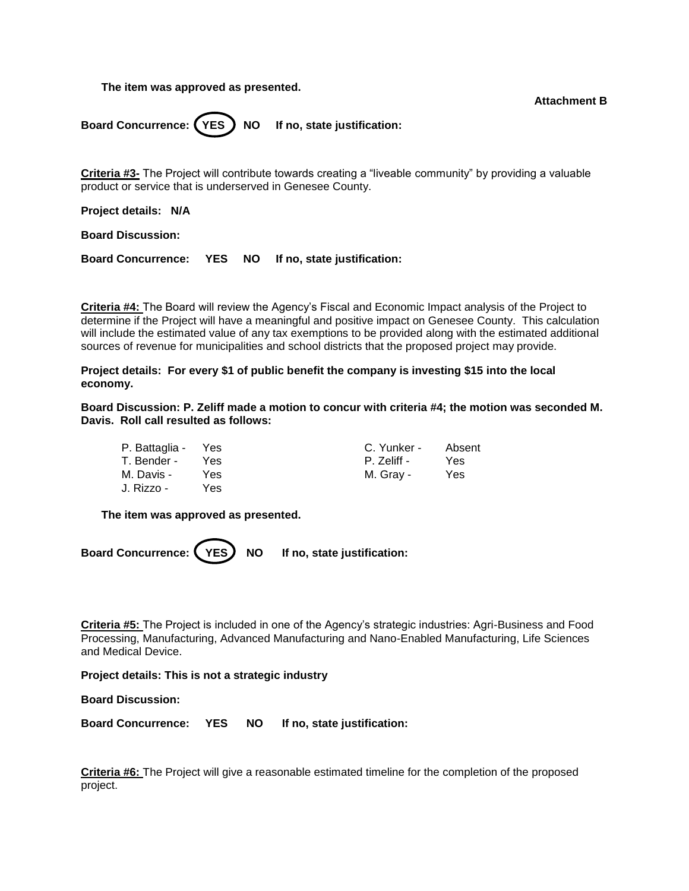**The item was approved as presented.**

**Attachment B**

**Board Concurrence: (YES) NO If no, state justification:**

**Criteria #3-** The Project will contribute towards creating a "liveable community" by providing a valuable product or service that is underserved in Genesee County.

**Project details: N/A**

**Board Discussion:**

**Board Concurrence: YES NO If no, state justification:**

**Criteria #4:** The Board will review the Agency's Fiscal and Economic Impact analysis of the Project to determine if the Project will have a meaningful and positive impact on Genesee County. This calculation will include the estimated value of any tax exemptions to be provided along with the estimated additional sources of revenue for municipalities and school districts that the proposed project may provide.

**Project details: For every $1 of public benefit the company is investing $15 into the local economy.**

**Board Discussion: P. Zeliff made a motion to concur with criteria #4; the motion was seconded M. Davis. Roll call resulted as follows:**

| | | | |
|---|---|---|---|
| P. Battaglia - | Yes | C. Yunker - | Absent |
| T. Bender - | Yes | P. Zeliff - | Yes |
| M. Davis - | Yes | M. Gray - | Yes |
| J. Rizzo - | Yes | | |

**The item was approved as presented.**

**Board Concurrence: (YES) NO If no, state justification:**

**Criteria #5:** The Project is included in one of the Agency's strategic industries: Agri-Business and Food Processing, Manufacturing, Advanced Manufacturing and Nano-Enabled Manufacturing, Life Sciences and Medical Device.

**Project details: This is not a strategic industry**

**Board Discussion:**

**Board Concurrence: YES NO If no, state justification:**

**Criteria #6:** The Project will give a reasonable estimated timeline for the completion of the proposed project.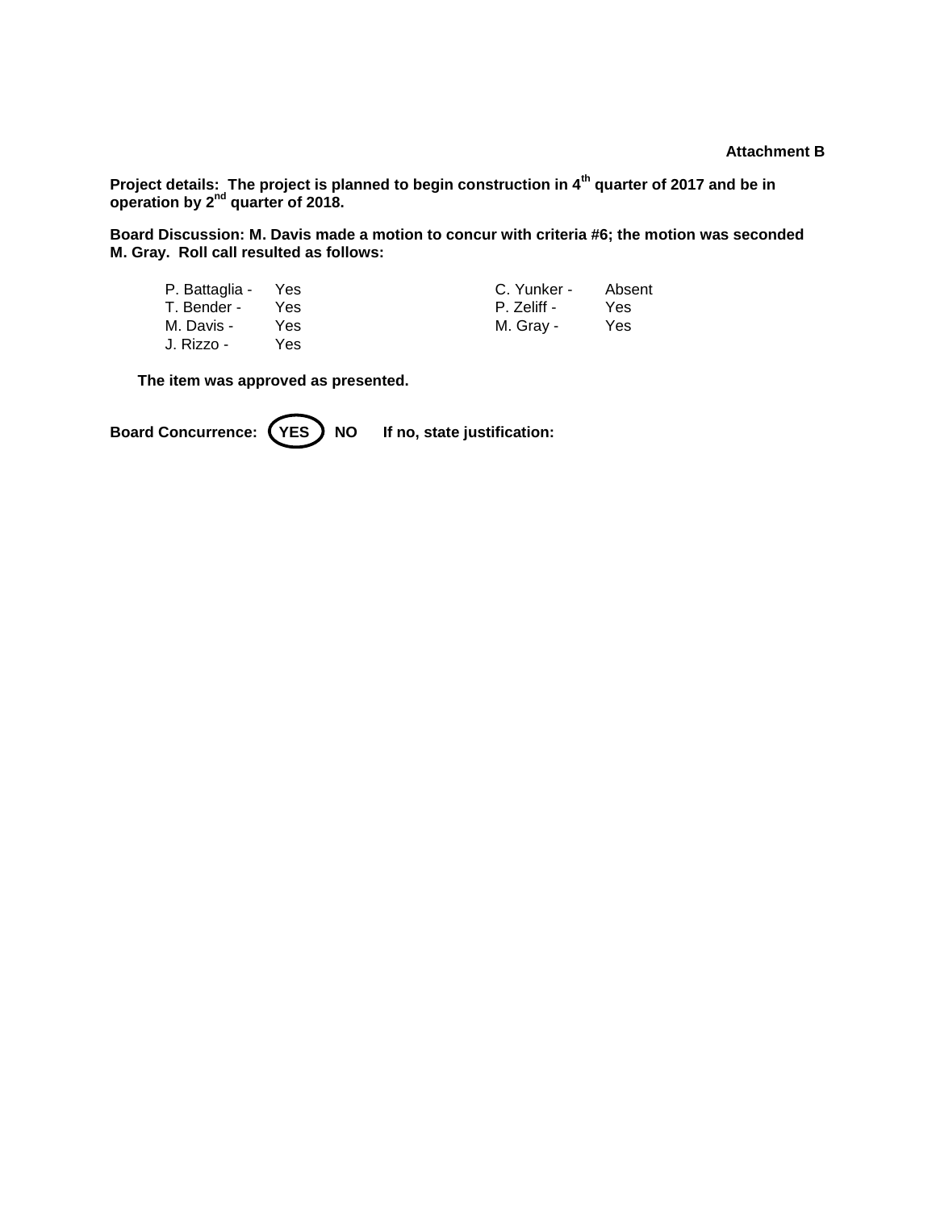**Attachment B**

**Project details: The project is planned to begin construction in 4th quarter of 2017 and be in operation by 2nd quarter of 2018.**

**Board Discussion: M. Davis made a motion to concur with criteria #6; the motion was seconded M. Gray. Roll call resulted as follows:**

| | | | |
|---|---|---|---|
| P. Battaglia - | Yes | C. Yunker - | Absent |
| T. Bender - | Yes | P. Zeliff - | Yes |
| M. Davis - | Yes | M. Gray - | Yes |
| J. Rizzo - | Yes | | |

**The item was approved as presented.**

**Board Concurrence: (YES) NO If no, state justification:**